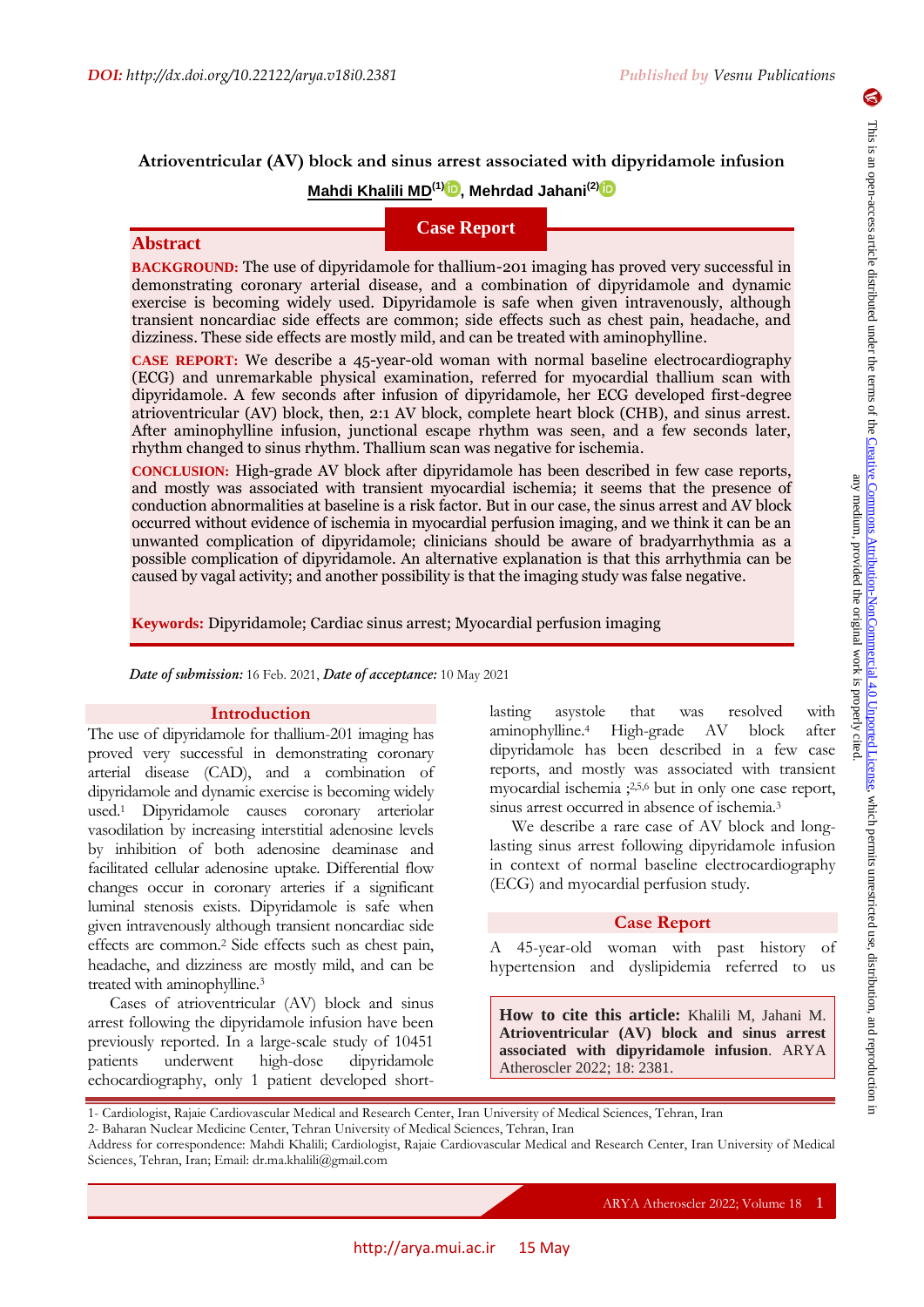DOI: http://dx.doi.org/10.22122/arya.v18i0.2381

# Atrioventricular (AV) block and sinus arrest associated with dipyridamole infusion

**Mahdi Khalili MD[1], Mehrdad Jahani[2]**

**Case Report**

## Abstract

**BACKGROUND:** The use of dipyridamole for thallium-201 imaging has proved very successful in demonstrating coronary arterial disease, and a combination of dipyridamole and dynamic exercise is becoming widely used. Dipyridamole is safe when given intravenously, although transient noncardiac side effects are common; side effects such as chest pain, headache, and dizziness. These side effects are mostly mild, and can be treated with aminophylline.

**CASE REPORT:** We describe a 45-year-old woman with normal baseline electrocardiography (ECG) and unremarkable physical examination, referred for myocardial thallium scan with dipyridamole. A few seconds after infusion of dipyridamole, her ECG developed first-degree atrioventricular (AV) block, then, 2:1 AV block, complete heart block (CHB), and sinus arrest. After aminophylline infusion, junctional escape rhythm was seen, and a few seconds later, rhythm changed to sinus rhythm. Thallium scan was negative for ischemia.

**CONCLUSION:** High-grade AV block after dipyridamole has been described in few case reports, and mostly was associated with transient myocardial ischemia; it seems that the presence of conduction abnormalities at baseline is a risk factor. But in our case, the sinus arrest and AV block occurred without evidence of ischemia in myocardial perfusion imaging, and we think it can be an unwanted complication of dipyridamole; clinicians should be aware of bradyarrhythmia as a possible complication of dipyridamole. An alternative explanation is that this arrhythmia can be caused by vagal activity; and another possibility is that the imaging study was false negative.

**Keywords:** Dipyridamole; Cardiac sinus arrest; Myocardial perfusion imaging

*Date of submission:* 16 Feb. 2021, *Date of acceptance:* 10 May 2021

## Introduction

The use of dipyridamole for thallium-201 imaging has proved very successful in demonstrating coronary arterial disease (CAD), and a combination of dipyridamole and dynamic exercise is becoming widely used.[1] Dipyridamole causes coronary arteriolar vasodilation by increasing interstitial adenosine levels by inhibition of both adenosine deaminase and facilitated cellular adenosine uptake. Differential flow changes occur in coronary arteries if a significant luminal stenosis exists. Dipyridamole is safe when given intravenously although transient noncardiac side effects are common.[2] Side effects such as chest pain, headache, and dizziness are mostly mild, and can be treated with aminophylline.[3]

Cases of atrioventricular (AV) block and sinus arrest following the dipyridamole infusion have been previously reported. In a large-scale study of 10451 patients underwent high-dose dipyridamole echocardiography, only 1 patient developed short-lasting asystole that was resolved with aminophylline.[4] High-grade AV block after dipyridamole has been described in a few case reports, and mostly was associated with transient myocardial ischemia ;[2,5,6] but in only one case report, sinus arrest occurred in absence of ischemia.[3]

We describe a rare case of AV block and long-lasting sinus arrest following dipyridamole infusion in context of normal baseline electrocardiography (ECG) and myocardial perfusion study.

## Case Report

A 45-year-old woman with past history of hypertension and dyslipidemia referred to us

**How to cite this article:** Khalili M, Jahani M. **Atrioventricular (AV) block and sinus arrest associated with dipyridamole infusion**. ARYA Atheroscler 2022; 18: 2381.

1- Cardiologist, Rajaie Cardiovascular Medical and Research Center, Iran University of Medical Sciences, Tehran, Iran
2- Baharan Nuclear Medicine Center, Tehran University of Medical Sciences, Tehran, Iran
Address for correspondence: Mahdi Khalili; Cardiologist, Rajaie Cardiovascular Medical and Research Center, Iran University of Medical Sciences, Tehran, Iran; Email: dr.ma.khalili@gmail.com

This is an open-access article distributed under the terms of the Creative Commons Attribution-NonCommercial 4.0 Unported License, which permits unrestricted use, distribution, and reproduction in any medium, provided the original work is properly cited.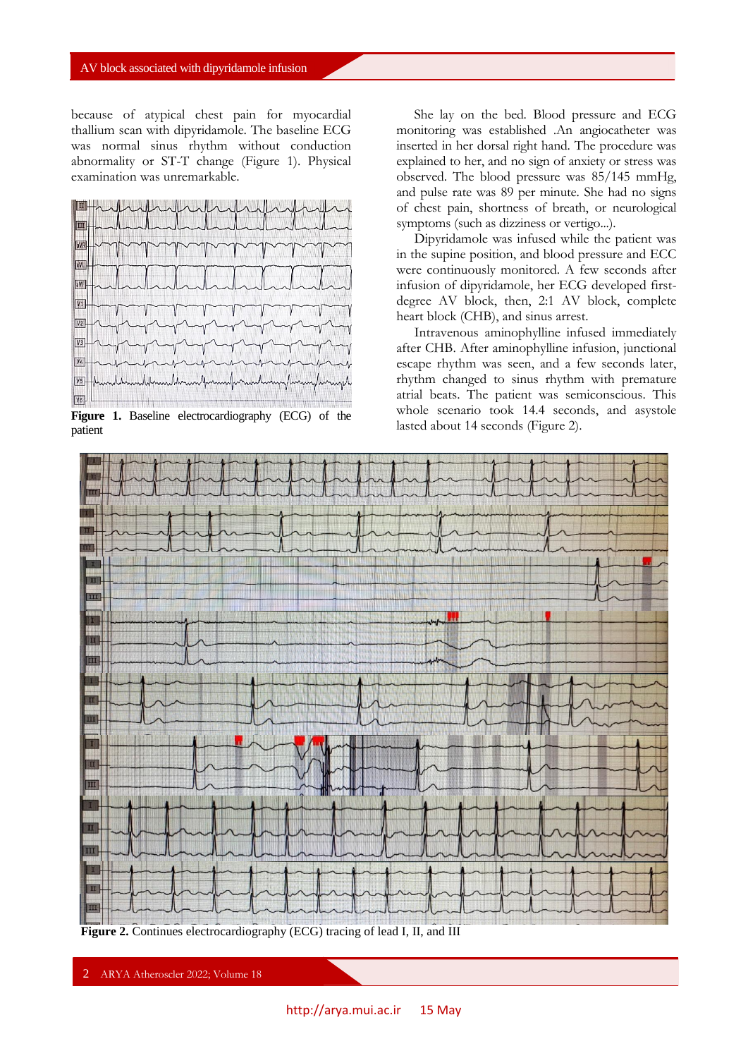because of atypical chest pain for myocardial thallium scan with dipyridamole. The baseline ECG was normal sinus rhythm without conduction abnormality or ST-T change (Figure 1). Physical examination was unremarkable.

**Figure 1.** Baseline electrocardiography (ECG) of the patient

She lay on the bed. Blood pressure and ECG monitoring was established .An angiocatheter was inserted in her dorsal right hand. The procedure was explained to her, and no sign of anxiety or stress was observed. The blood pressure was 85/145 mmHg, and pulse rate was 89 per minute. She had no signs of chest pain, shortness of breath, or neurological symptoms (such as dizziness or vertigo...).

Dipyridamole was infused while the patient was in the supine position, and blood pressure and ECC were continuously monitored. A few seconds after infusion of dipyridamole, her ECG developed first-degree AV block, then, 2:1 AV block, complete heart block (CHB), and sinus arrest.

Intravenous aminophylline infused immediately after CHB. After aminophylline infusion, junctional escape rhythm was seen, and a few seconds later, rhythm changed to sinus rhythm with premature atrial beats. The patient was semiconscious. This whole scenario took 14.4 seconds, and asystole lasted about 14 seconds (Figure 2).

**Figure 2.** Continues electrocardiography (ECG) tracing of lead I, II, and III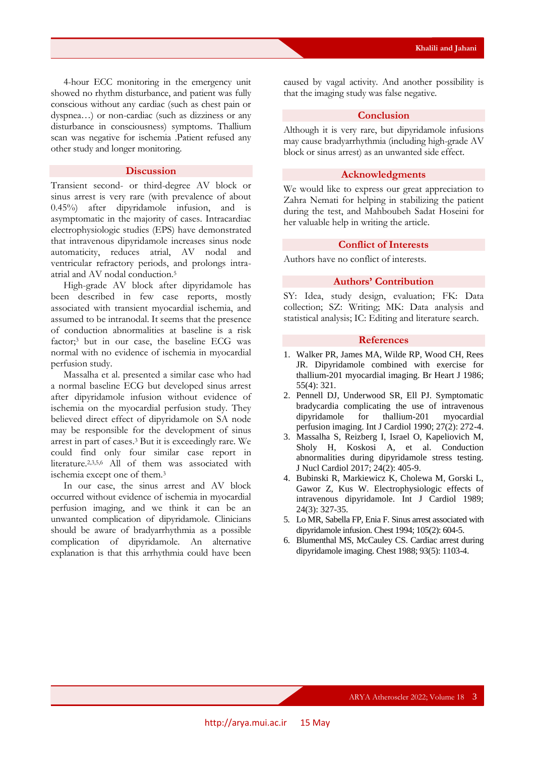4-hour ECG monitoring in the emergency unit showed no rhythm disturbance, and patient was fully conscious without any cardiac (such as chest pain or dyspnea…) or non-cardiac (such as dizziness or any disturbance in consciousness) symptoms. Thallium scan was negative for ischemia .Patient refused any other study and longer monitoring.

## Discussion

Transient second- or third-degree AV block or sinus arrest is very rare (with prevalence of about 0.45%) after dipyridamole infusion, and is asymptomatic in the majority of cases. Intracardiac electrophysiologic studies (EPS) have demonstrated that intravenous dipyridamole increases sinus node automaticity, reduces atrial, AV nodal and ventricular refractory periods, and prolongs intra-atrial and AV nodal conduction.[5]

High-grade AV block after dipyridamole has been described in few case reports, mostly associated with transient myocardial ischemia, and assumed to be intranodal. It seems that the presence of conduction abnormalities at baseline is a risk factor;[3] but in our case, the baseline ECG was normal with no evidence of ischemia in myocardial perfusion study.

Massalha et al. presented a similar case who had a normal baseline ECG but developed sinus arrest after dipyridamole infusion without evidence of ischemia on the myocardial perfusion study. They believed direct effect of dipyridamole on SA node may be responsible for the development of sinus arrest in part of cases.[3] But it is exceedingly rare. We could find only four similar case report in literature.[2,3,5,6] All of them was associated with ischemia except one of them.[3]

In our case, the sinus arrest and AV block occurred without evidence of ischemia in myocardial perfusion imaging, and we think it can be an unwanted complication of dipyridamole. Clinicians should be aware of bradyarrhythmia as a possible complication of dipyridamole. An alternative explanation is that this arrhythmia could have been caused by vagal activity. And another possibility is that the imaging study was false negative.

## Conclusion

Although it is very rare, but dipyridamole infusions may cause bradyarrhythmia (including high-grade AV block or sinus arrest) as an unwanted side effect.

## Acknowledgments

We would like to express our great appreciation to Zahra Nemati for helping in stabilizing the patient during the test, and Mahboubeh Sadat Hoseini for her valuable help in writing the article.

## Conflict of Interests

Authors have no conflict of interests.

## Authors' Contribution

SY: Idea, study design, evaluation; FK: Data collection; SZ: Writing; MK: Data analysis and statistical analysis; IC: Editing and literature search.

## References

1. Walker PR, James MA, Wilde RP, Wood CH, Rees JR. Dipyridamole combined with exercise for thallium-201 myocardial imaging. Br Heart J 1986; 55(4): 321.
2. Pennell DJ, Underwood SR, Ell PJ. Symptomatic bradycardia complicating the use of intravenous dipyridamole for thallium-201 myocardial perfusion imaging. Int J Cardiol 1990; 27(2): 272-4.
3. Massalha S, Reizberg I, Israel O, Kapeliovich M, Sholy H, Koskosi A, et al. Conduction abnormalities during dipyridamole stress testing. J Nucl Cardiol 2017; 24(2): 405-9.
4. Bubinski R, Markiewicz K, Cholewa M, Gorski L, Gawor Z, Kus W. Electrophysiologic effects of intravenous dipyridamole. Int J Cardiol 1989; 24(3): 327-35.
5. Lo MR, Sabella FP, Enia F. Sinus arrest associated with dipyridamole infusion. Chest 1994; 105(2): 604-5.
6. Blumenthal MS, McCauley CS. Cardiac arrest during dipyridamole imaging. Chest 1988; 93(5): 1103-4.